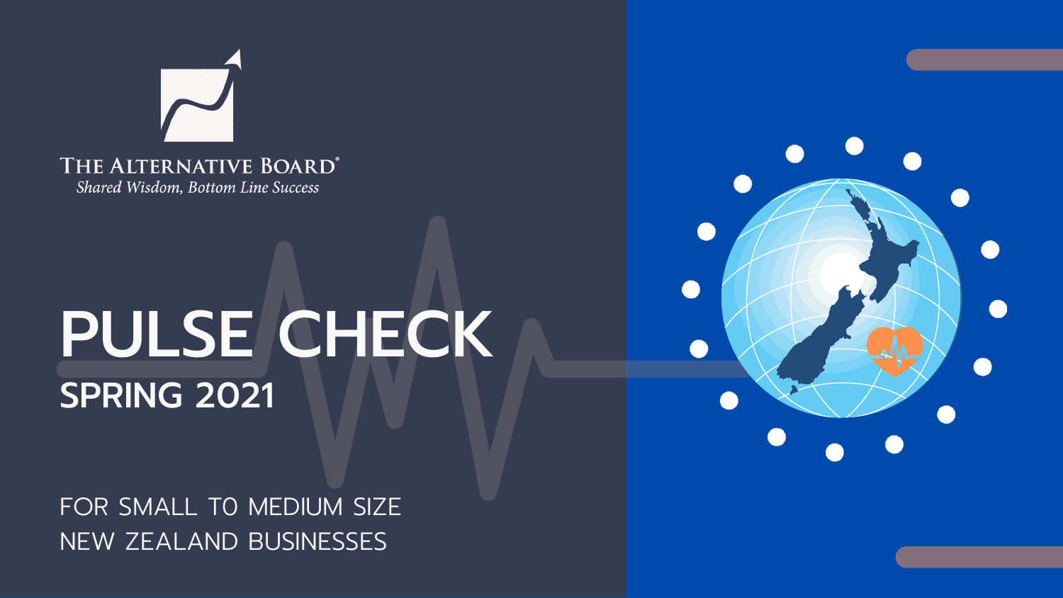THE ALTERNATIVE BOARD®

*Shared Wisdom, Bottom Line Success*

# PULSE CHECK

## SPRING 2021

FOR SMALL TO MEDIUM SIZE NEW ZEALAND BUSINESSES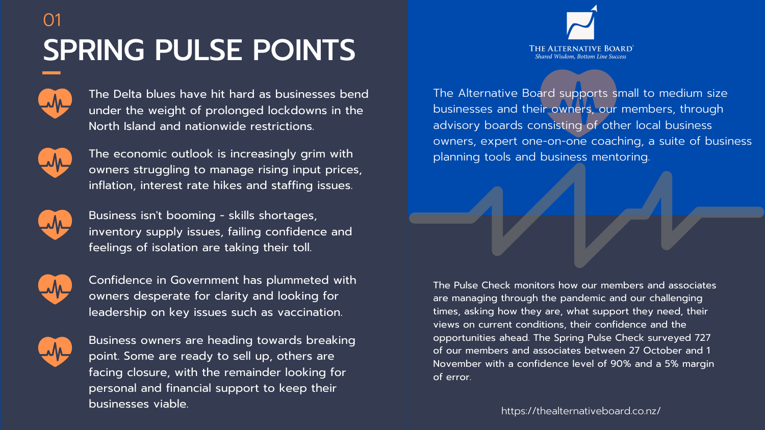01

# SPRING PULSE POINTS

- The Delta blues have hit hard as businesses bend under the weight of prolonged lockdowns in the North Island and nationwide restrictions.
- The economic outlook is increasingly grim with owners struggling to manage rising input prices, inflation, interest rate hikes and staffing issues.
- Business isn't booming - skills shortages, inventory supply issues, failing confidence and feelings of isolation are taking their toll.
- Confidence in Government has plummeted with owners desperate for clarity and looking for leadership on key issues such as vaccination.
- Business owners are heading towards breaking point. Some are ready to sell up, others are facing closure, with the remainder looking for personal and financial support to keep their businesses viable.

THE ALTERNATIVE BOARD®
*Shared Wisdom, Bottom Line Success*

The Alternative Board supports small to medium size businesses and their owners, our members, through advisory boards consisting of other local business owners, expert one-on-one coaching, a suite of business planning tools and business mentoring.

The Pulse Check monitors how our members and associates are managing through the pandemic and our challenging times, asking how they are, what support they need, their views on current conditions, their confidence and the opportunities ahead. The Spring Pulse Check surveyed 727 of our members and associates between 27 October and 1 November with a confidence level of 90% and a 5% margin of error.

https://thealternativeboard.co.nz/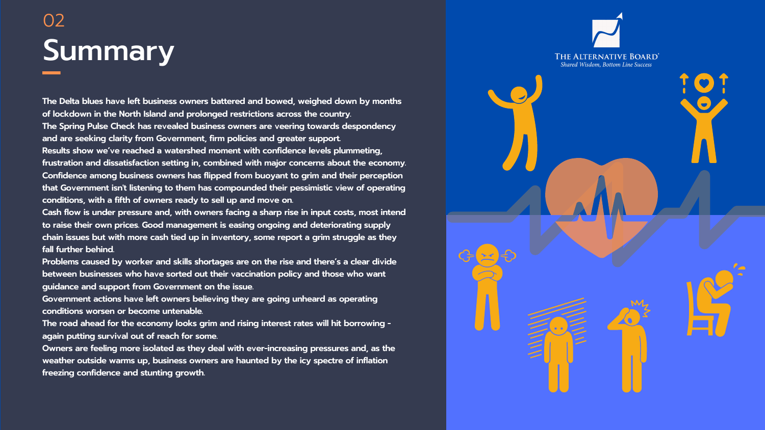02

# Summary

**The Delta blues have left business owners battered and bowed, weighed down by months of lockdown in the North Island and prolonged restrictions across the country.**

**The Spring Pulse Check has revealed business owners are veering towards despondency and are seeking clarity from Government, firm policies and greater support.**

**Results show we've reached a watershed moment with confidence levels plummeting, frustration and dissatisfaction setting in, combined with major concerns about the economy.**

**Confidence among business owners has flipped from buoyant to grim and their perception that Government isn't listening to them has compounded their pessimistic view of operating conditions, with a fifth of owners ready to sell up and move on.**

**Cash flow is under pressure and, with owners facing a sharp rise in input costs, most intend to raise their own prices. Good management is easing ongoing and deteriorating supply chain issues but with more cash tied up in inventory, some report a grim struggle as they fall further behind.**

**Problems caused by worker and skills shortages are on the rise and there's a clear divide between businesses who have sorted out their vaccination policy and those who want guidance and support from Government on the issue.**

**Government actions have left owners believing they are going unheard as operating conditions worsen or become untenable.**

**The road ahead for the economy looks grim and rising interest rates will hit borrowing - again putting survival out of reach for some.**

**Owners are feeling more isolated as they deal with ever-increasing pressures and, as the weather outside warms up, business owners are haunted by the icy spectre of inflation freezing confidence and stunting growth.**

The Alternative Board®
*Shared Wisdom, Bottom Line Success*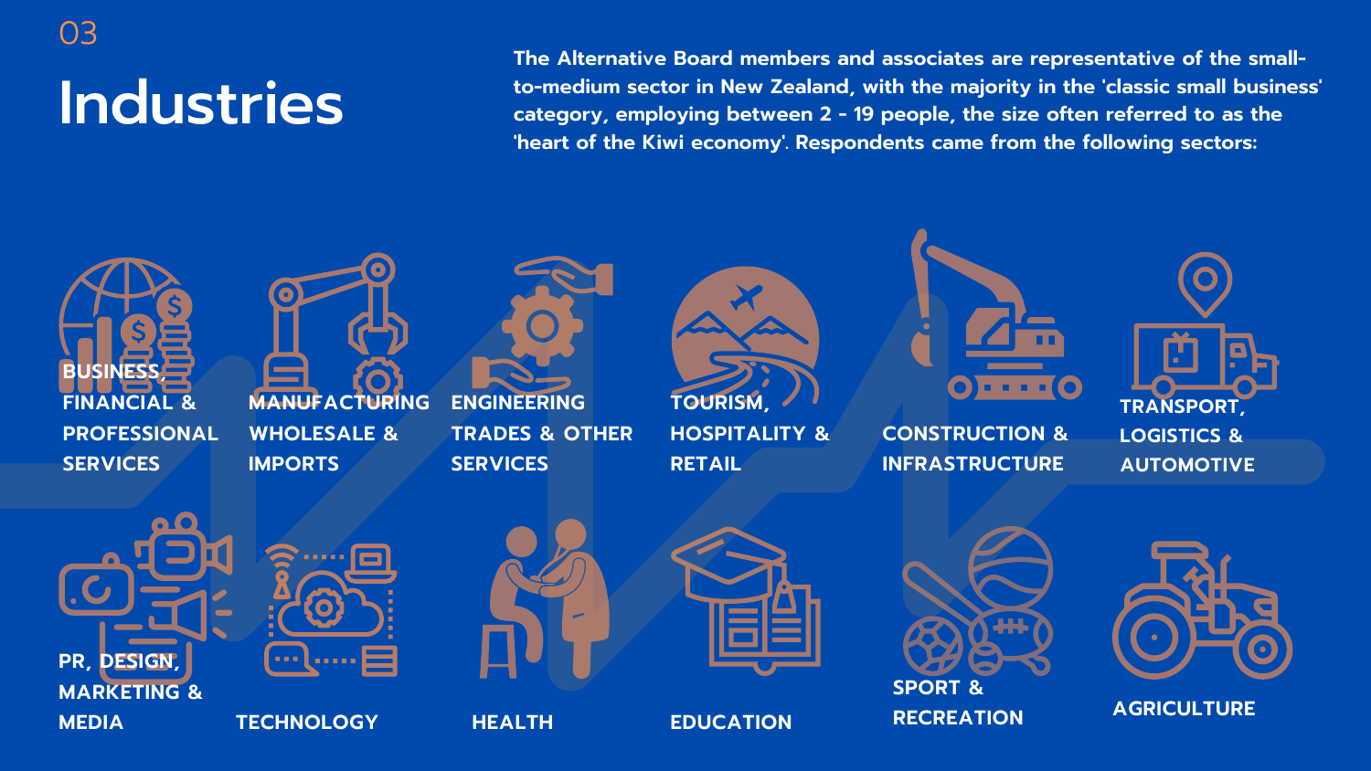03

# Industries

**The Alternative Board members and associates are representative of the small-to-medium sector in New Zealand, with the majority in the 'classic small business' category, employing between 2 - 19 people, the size often referred to as the 'heart of the Kiwi economy'. Respondents came from the following sectors:**

- **BUSINESS, FINANCIAL & PROFESSIONAL SERVICES**
- **MANUFACTURING WHOLESALE & IMPORTS**
- **ENGINEERING TRADES & OTHER SERVICES**
- **TOURISM, HOSPITALITY & RETAIL**
- **CONSTRUCTION & INFRASTRUCTURE**
- **TRANSPORT, LOGISTICS & AUTOMOTIVE**
- **PR, DESIGN, MARKETING & MEDIA**
- **TECHNOLOGY**
- **HEALTH**
- **EDUCATION**
- **SPORT & RECREATION**
- **AGRICULTURE**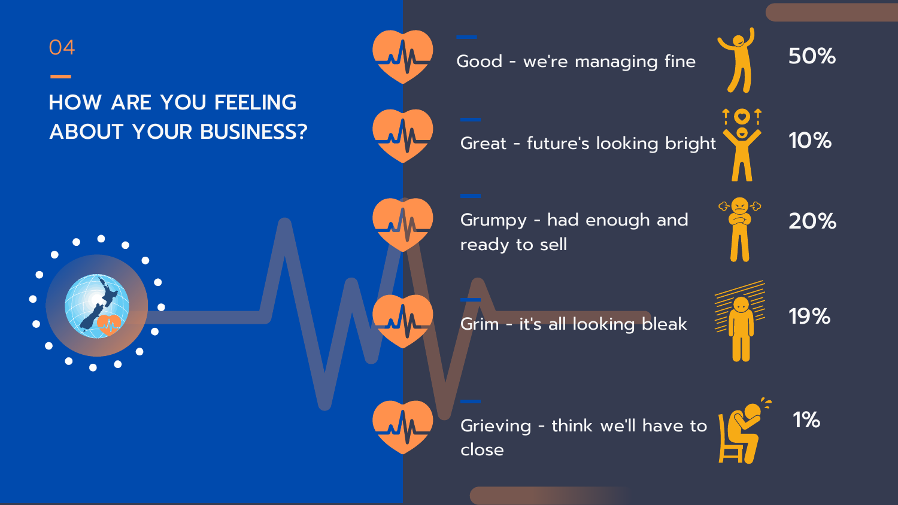04

## HOW ARE YOU FEELING ABOUT YOUR BUSINESS?

| Response | Percentage |
| --- | --- |
| Good - we're managing fine | 50% |
| Great - future's looking bright | 10% |
| Grumpy - had enough and ready to sell | 20% |
| Grim - it's all looking bleak | 19% |
| Grieving - think we'll have to close | 1% |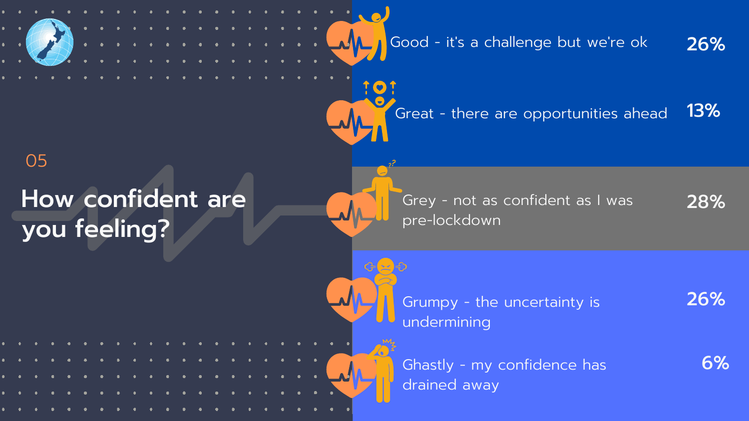05

# How confident are you feeling?

| Response | % |
| --- | --- |
| Good - it's a challenge but we're ok | 26% |
| Great - there are opportunities ahead | 13% |
| Grey - not as confident as I was pre-lockdown | 28% |
| Grumpy - the uncertainty is undermining | 26% |
| Ghastly - my confidence has drained away | 6% |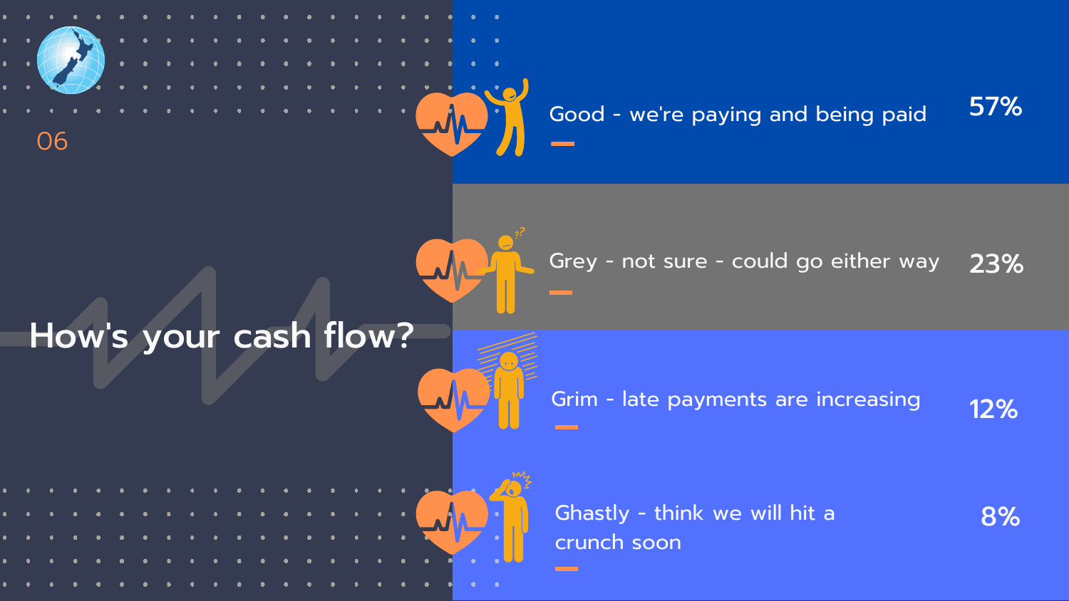06

# How's your cash flow?

| Response | % |
| --- | --- |
| Good - we're paying and being paid | 57% |
| Grey - not sure - could go either way | 23% |
| Grim - late payments are increasing | 12% |
| Ghastly - think we will hit a crunch soon | 8% |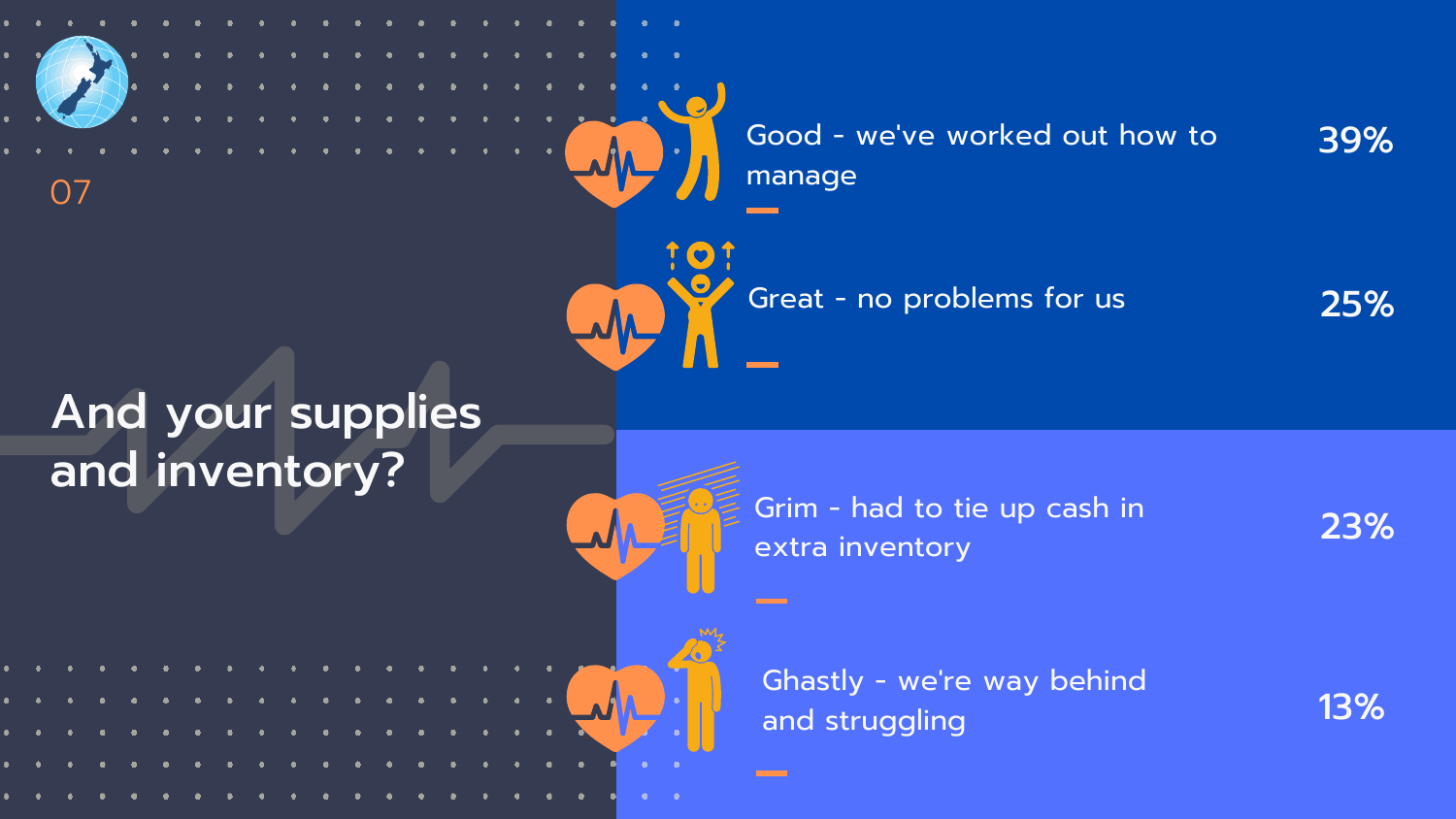07

# And your supplies and inventory?

| Response | % |
| --- | --- |
| Good - we've worked out how to manage | 39% |
| Great - no problems for us | 25% |
| Grim - had to tie up cash in extra inventory | 23% |
| Ghastly - we're way behind and struggling | 13% |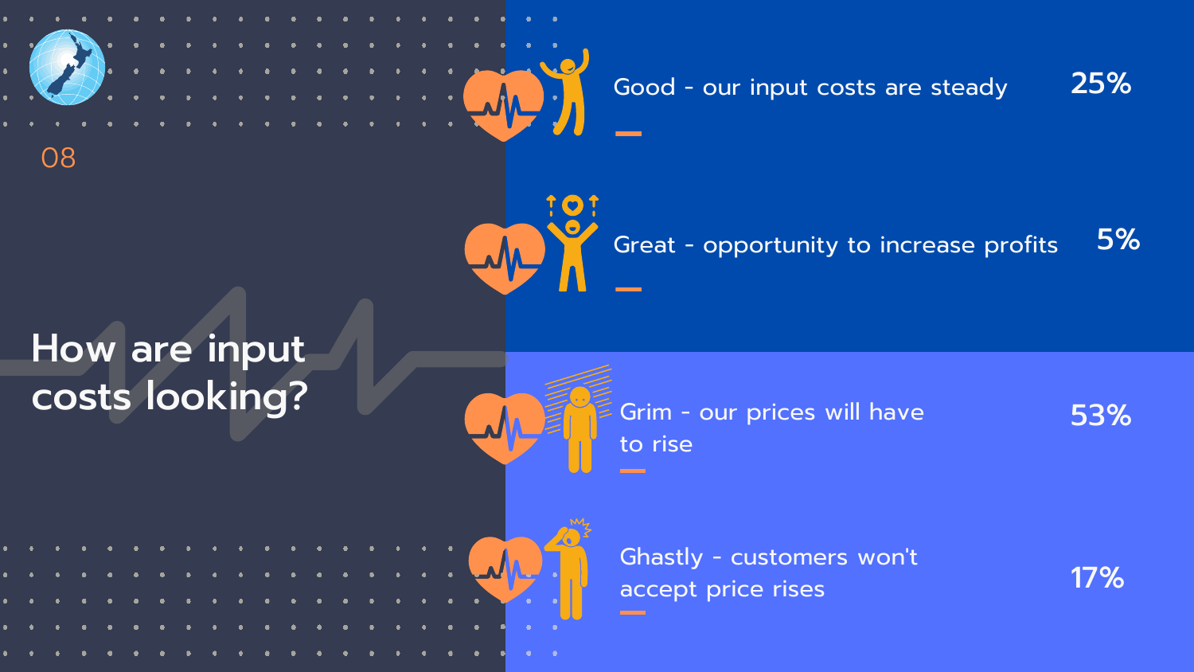08

# How are input costs looking?

| Response | % |
|---|---|
| Good - our input costs are steady | 25% |
| Great - opportunity to increase profits | 5% |
| Grim - our prices will have to rise | 53% |
| Ghastly - customers won't accept price rises | 17% |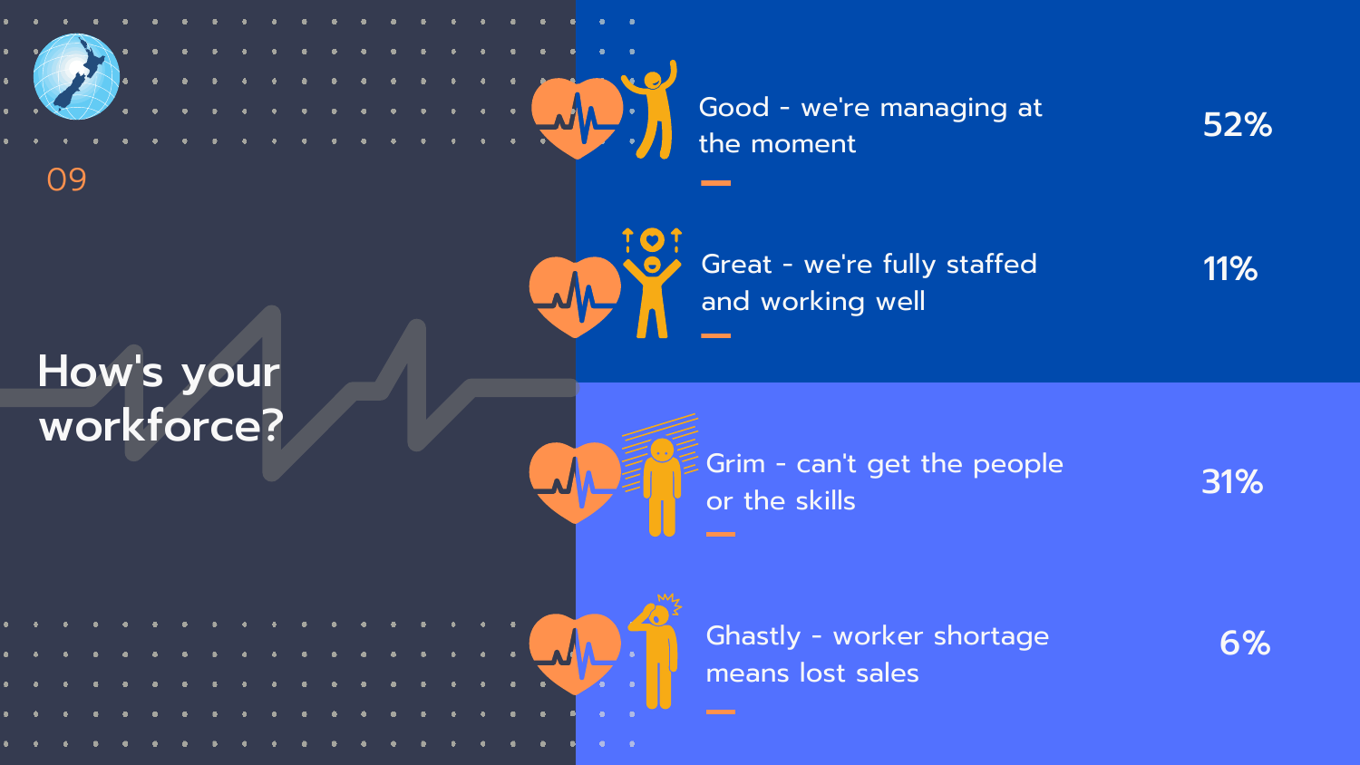09

# How's your workforce?

| Response | % |
| --- | --- |
| Good - we're managing at the moment | 52% |
| Great - we're fully staffed and working well | 11% |
| Grim - can't get the people or the skills | 31% |
| Ghastly - worker shortage means lost sales | 6% |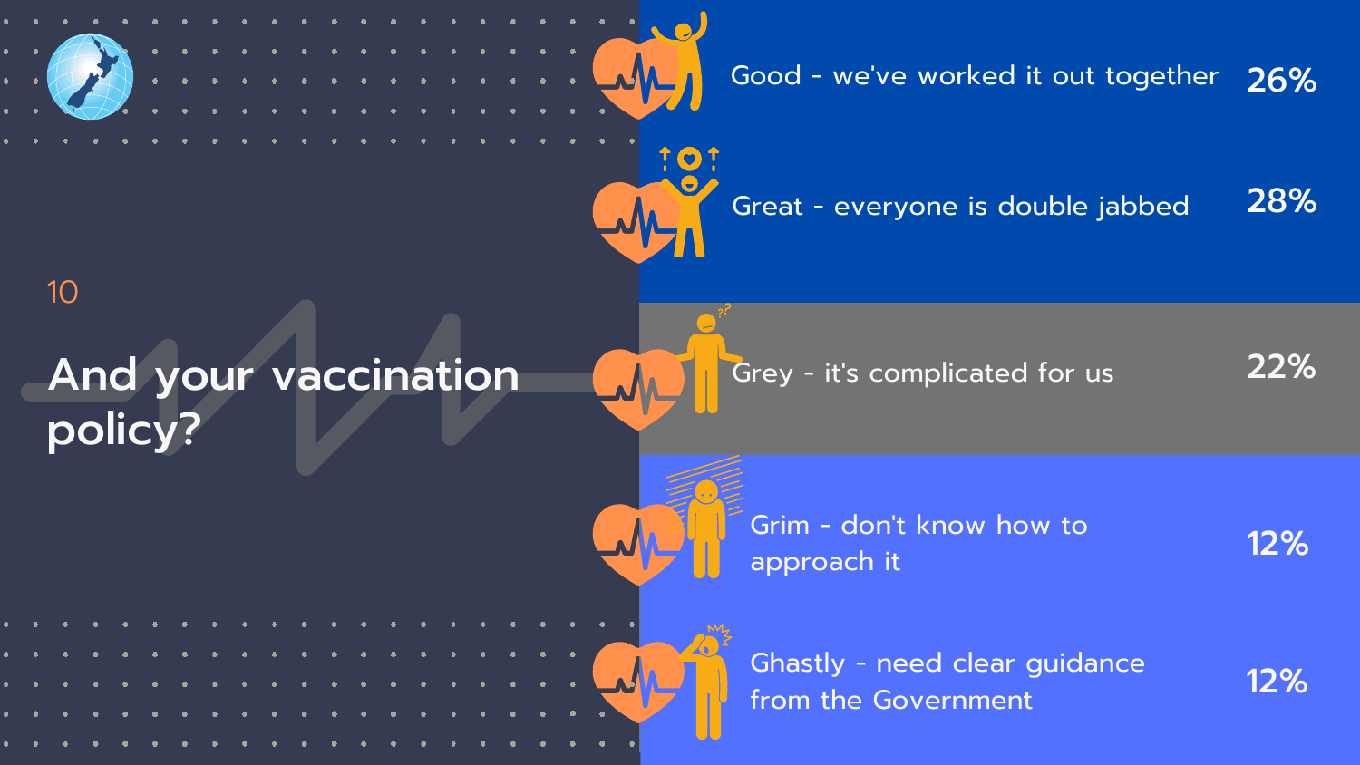10

# And your vaccination policy?

| Response | % |
| --- | --- |
| Good - we've worked it out together | 26% |
| Great - everyone is double jabbed | 28% |
| Grey - it's complicated for us | 22% |
| Grim - don't know how to approach it | 12% |
| Ghastly - need clear guidance from the Government | 12% |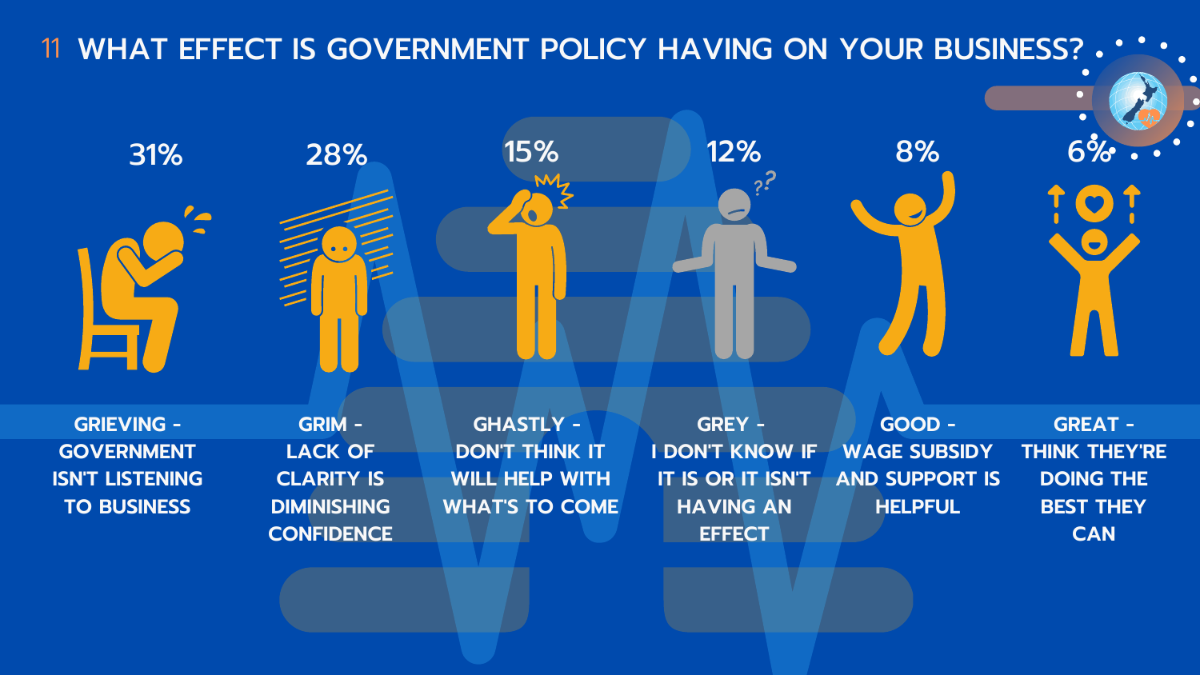## 11 WHAT EFFECT IS GOVERNMENT POLICY HAVING ON YOUR BUSINESS?

| 31% | 28% | 15% | 12% | 8% | 6% |
|---|---|---|---|---|---|
| GRIEVING - GOVERNMENT ISN'T LISTENING TO BUSINESS | GRIM - LACK OF CLARITY IS DIMINISHING CONFIDENCE | GHASTLY - DON'T THINK IT WILL HELP WITH WHAT'S TO COME | GREY - I DON'T KNOW IF IT IS OR IT ISN'T HAVING AN EFFECT | GOOD - WAGE SUBSIDY AND SUPPORT IS HELPFUL | GREAT - THINK THEY'RE DOING THE BEST THEY CAN |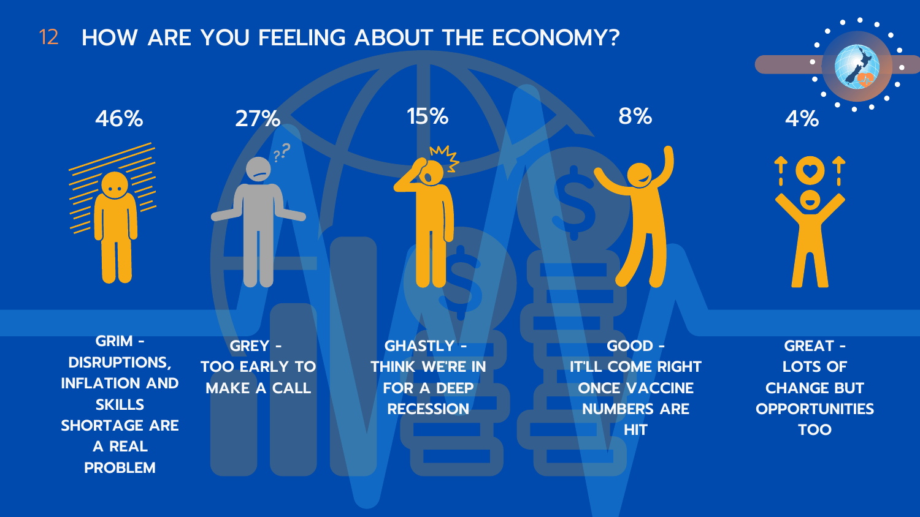## 12 HOW ARE YOU FEELING ABOUT THE ECONOMY?

| 46% | 27% | 15% | 8% | 4% |
| --- | --- | --- | --- | --- |
| GRIM - DISRUPTIONS, INFLATION AND SKILLS SHORTAGE ARE A REAL PROBLEM | GREY - TOO EARLY TO MAKE A CALL | GHASTLY - THINK WE'RE IN FOR A DEEP RECESSION | GOOD - IT'LL COME RIGHT ONCE VACCINE NUMBERS ARE HIT | GREAT - LOTS OF CHANGE BUT OPPORTUNITIES TOO |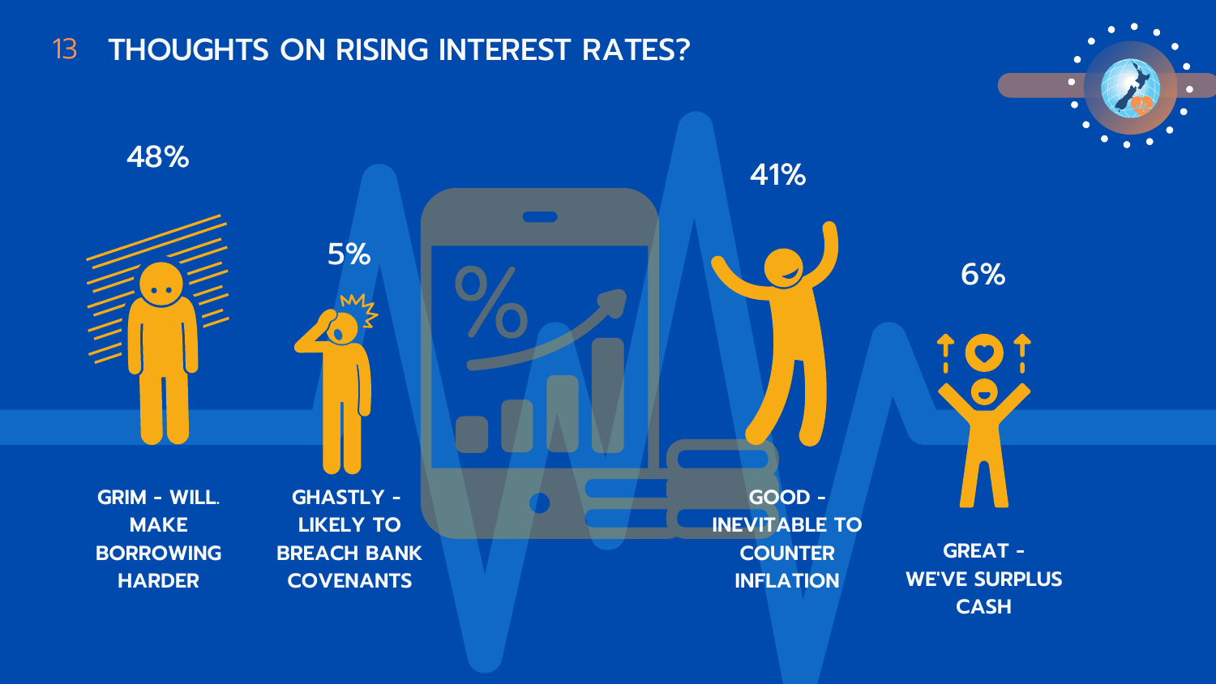# 13 THOUGHTS ON RISING INTEREST RATES?

48%

GRIM - WILL. MAKE BORROWING HARDER

5%

GHASTLY - LIKELY TO BREACH BANK COVENANTS

41%

GOOD - INEVITABLE TO COUNTER INFLATION

6%

GREAT - WE'VE SURPLUS CASH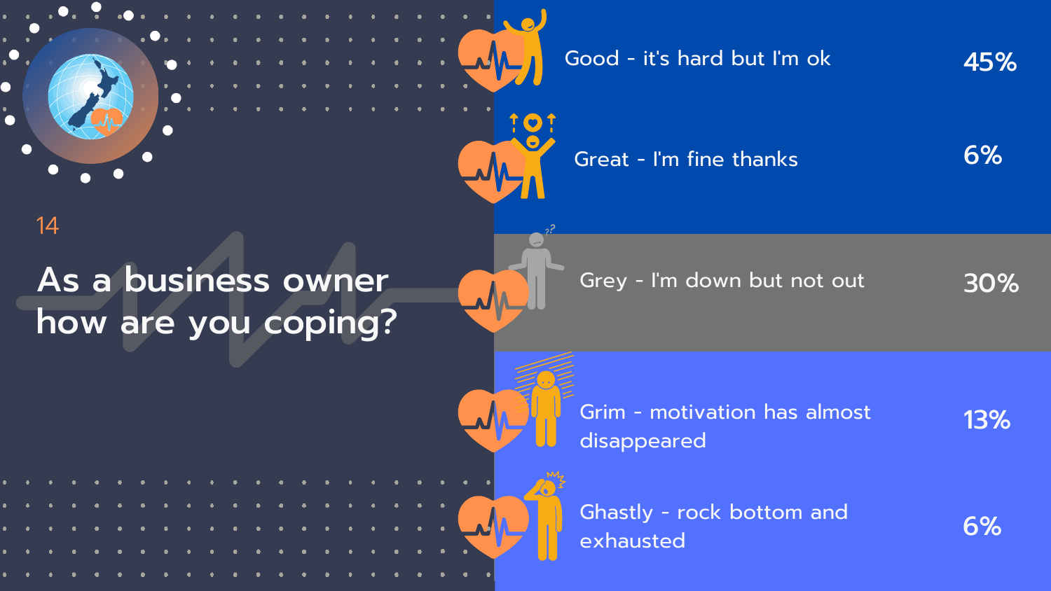14

## As a business owner how are you coping?

| Response | Percentage |
| --- | --- |
| Good - it's hard but I'm ok | 45% |
| Great - I'm fine thanks | 6% |
| Grey - I'm down but not out | 30% |
| Grim - motivation has almost disappeared | 13% |
| Ghastly - rock bottom and exhausted | 6% |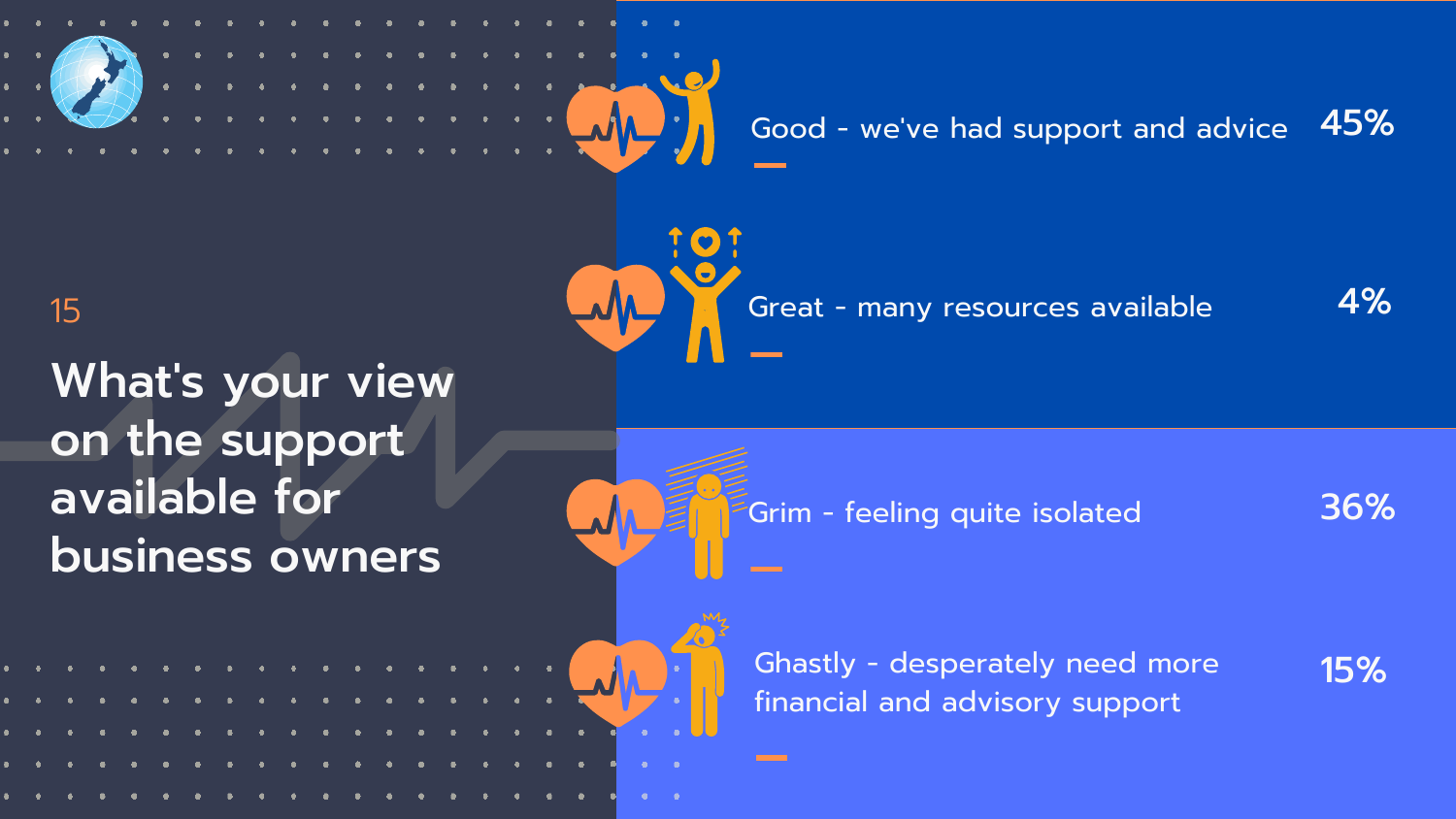15

# What's your view on the support available for business owners

| Response | Percentage |
| --- | --- |
| Good - we've had support and advice | 45% |
| Great - many resources available | 4% |
| Grim - feeling quite isolated | 36% |
| Ghastly - desperately need more financial and advisory support | 15% |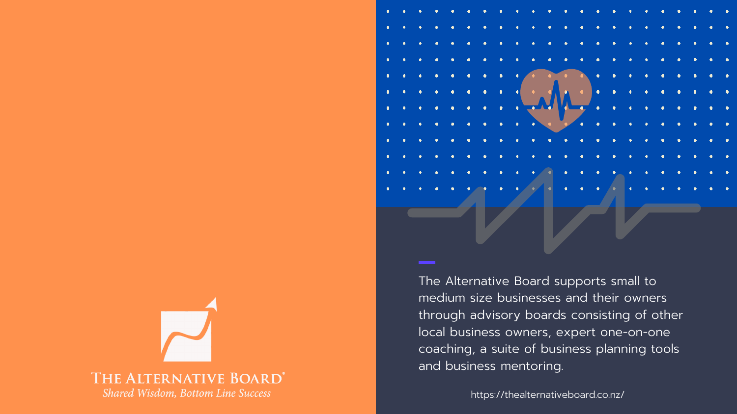THE ALTERNATIVE BOARD®

*Shared Wisdom, Bottom Line Success*

The Alternative Board supports small to medium size businesses and their owners through advisory boards consisting of other local business owners, expert one-on-one coaching, a suite of business planning tools and business mentoring.

https://thealternativeboard.co.nz/